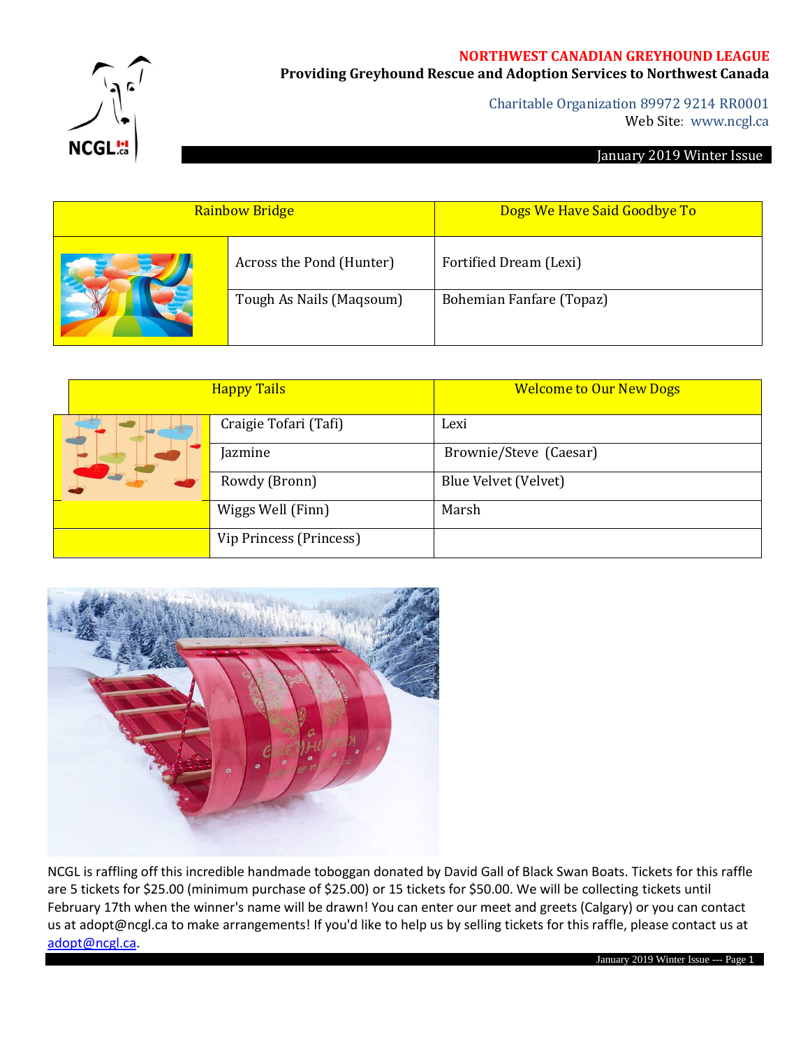**NORTHWEST CANADIAN GREYHOUND LEAGUE**
**Providing Greyhound Rescue and Adoption Services to Northwest Canada**

Charitable Organization 89972 9214 RR0001
Web Site: www.ncgl.ca

January 2019 Winter Issue

| Rainbow Bridge | Dogs We Have Said Goodbye To |
|---|---|
| Across the Pond (Hunter) | Fortified Dream (Lexi) |
| Tough As Nails (Maqsoum) | Bohemian Fanfare (Topaz) |

| Happy Tails | Welcome to Our New Dogs |
|---|---|
| Craigie Tofari (Tafi) | Lexi |
| Jazmine | Brownie/Steve (Caesar) |
| Rowdy (Bronn) | Blue Velvet (Velvet) |
| Wiggs Well (Finn) | Marsh |
| Vip Princess (Princess) | |

NCGL is raffling off this incredible handmade toboggan donated by David Gall of Black Swan Boats. Tickets for this raffle are 5 tickets for $25.00 (minimum purchase of $25.00) or 15 tickets for $50.00. We will be collecting tickets until February 17th when the winner's name will be drawn! You can enter our meet and greets (Calgary) or you can contact us at adopt@ncgl.ca to make arrangements! If you'd like to help us by selling tickets for this raffle, please contact us at adopt@ncgl.ca.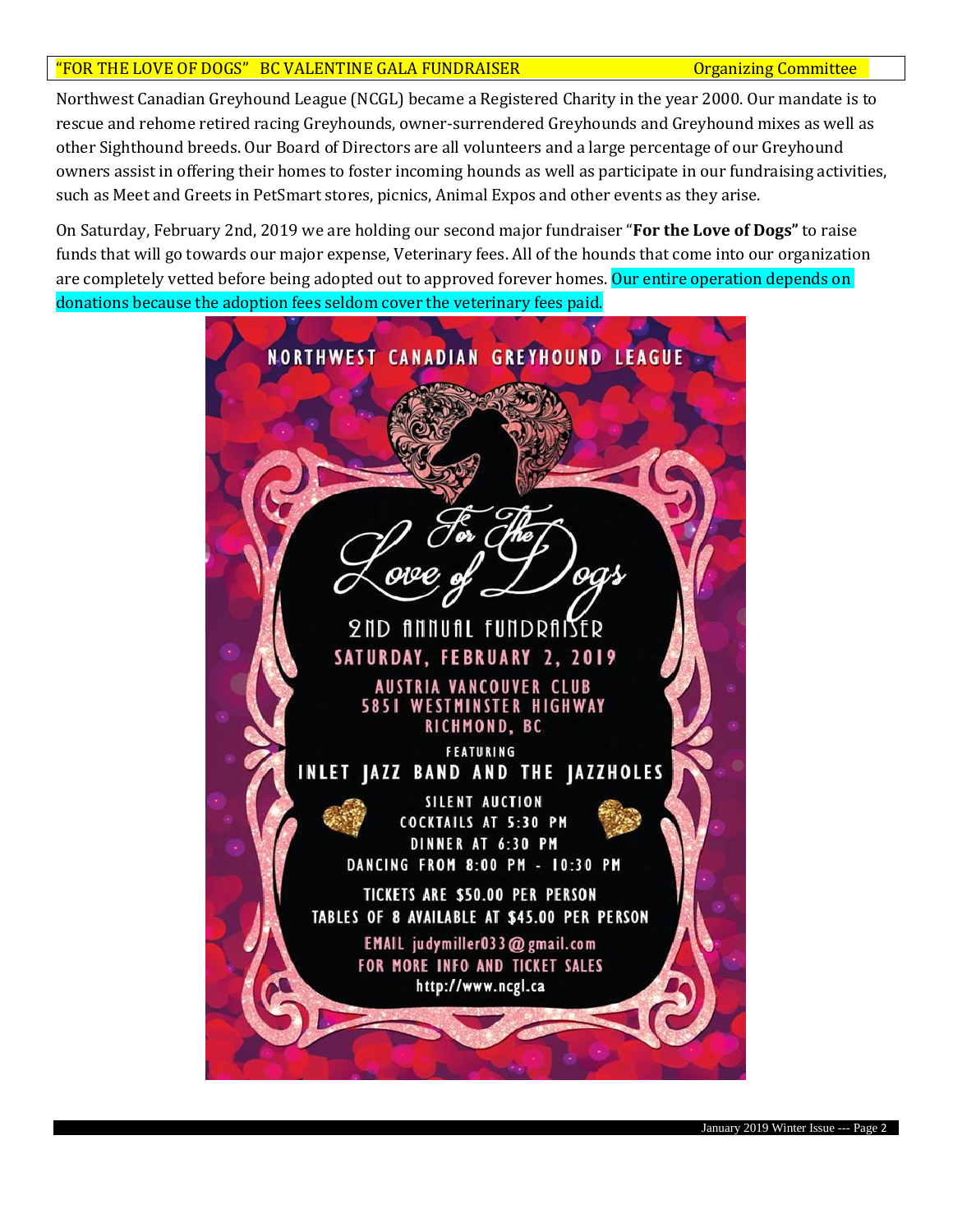## "FOR THE LOVE OF DOGS" BC VALENTINE GALA FUNDRAISER — Organizing Committee

Northwest Canadian Greyhound League (NCGL) became a Registered Charity in the year 2000. Our mandate is to rescue and rehome retired racing Greyhounds, owner-surrendered Greyhounds and Greyhound mixes as well as other Sighthound breeds. Our Board of Directors are all volunteers and a large percentage of our Greyhound owners assist in offering their homes to foster incoming hounds as well as participate in our fundraising activities, such as Meet and Greets in PetSmart stores, picnics, Animal Expos and other events as they arise.

On Saturday, February 2nd, 2019 we are holding our second major fundraiser "**For the Love of Dogs"** to raise funds that will go towards our major expense, Veterinary fees. All of the hounds that come into our organization are completely vetted before being adopted out to approved forever homes. Our entire operation depends on donations because the adoption fees seldom cover the veterinary fees paid.

NORTHWEST CANADIAN GREYHOUND LEAGUE

*For The Love of Dogs*

2ND ANNUAL FUNDRAISER

SATURDAY, FEBRUARY 2, 2019

AUSTRIA VANCOUVER CLUB
5851 WESTMINSTER HIGHWAY
RICHMOND, BC

FEATURING
INLET JAZZ BAND AND THE JAZZHOLES

SILENT AUCTION
COCKTAILS AT 5:30 PM
DINNER AT 6:30 PM
DANCING FROM 8:00 PM - 10:30 PM

TICKETS ARE $50.00 PER PERSON
TABLES OF 8 AVAILABLE AT $45.00 PER PERSON

EMAIL judymiller033@gmail.com
FOR MORE INFO AND TICKET SALES
http://www.ncgl.ca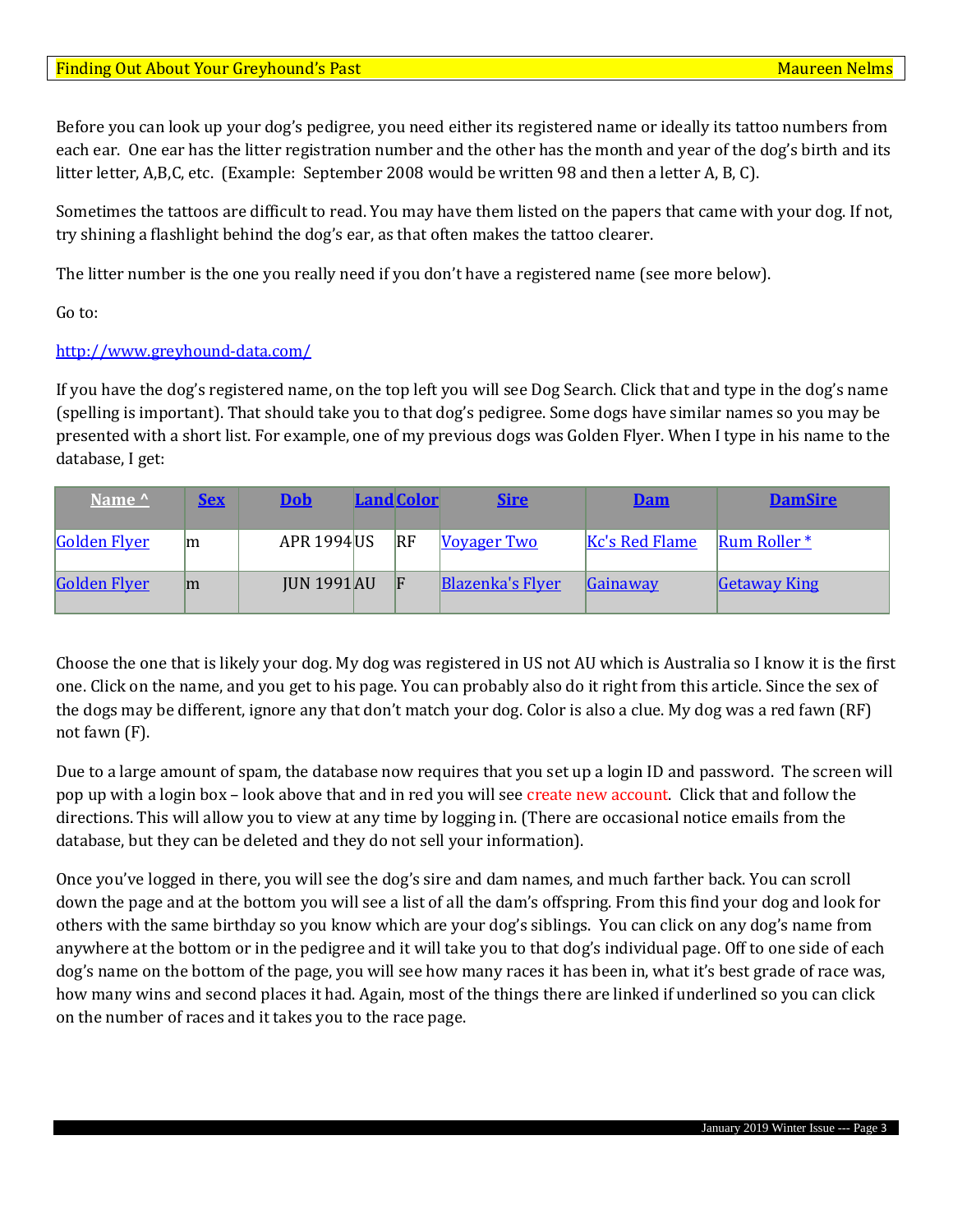Before you can look up your dog's pedigree, you need either its registered name or ideally its tattoo numbers from each ear. One ear has the litter registration number and the other has the month and year of the dog's birth and its litter letter, A,B,C, etc. (Example: September 2008 would be written 98 and then a letter A, B, C).

Sometimes the tattoos are difficult to read. You may have them listed on the papers that came with your dog. If not, try shining a flashlight behind the dog's ear, as that often makes the tattoo clearer.

The litter number is the one you really need if you don't have a registered name (see more below).

Go to:

http://www.greyhound-data.com/

If you have the dog's registered name, on the top left you will see Dog Search. Click that and type in the dog's name (spelling is important). That should take you to that dog's pedigree. Some dogs have similar names so you may be presented with a short list. For example, one of my previous dogs was Golden Flyer. When I type in his name to the database, I get:

| Name ^ | Sex | Dob | Land | Color | Sire | Dam | DamSire |
|---|---|---|---|---|---|---|---|
| Golden Flyer | m | APR 1994 | US | RF | Voyager Two | Kc's Red Flame | Rum Roller * |
| Golden Flyer | m | JUN 1991 | AU | F | Blazenka's Flyer | Gainaway | Getaway King |

Choose the one that is likely your dog. My dog was registered in US not AU which is Australia so I know it is the first one. Click on the name, and you get to his page. You can probably also do it right from this article. Since the sex of the dogs may be different, ignore any that don't match your dog. Color is also a clue. My dog was a red fawn (RF) not fawn (F).

Due to a large amount of spam, the database now requires that you set up a login ID and password. The screen will pop up with a login box – look above that and in red you will see create new account. Click that and follow the directions. This will allow you to view at any time by logging in. (There are occasional notice emails from the database, but they can be deleted and they do not sell your information).

Once you've logged in there, you will see the dog's sire and dam names, and much farther back. You can scroll down the page and at the bottom you will see a list of all the dam's offspring. From this find your dog and look for others with the same birthday so you know which are your dog's siblings. You can click on any dog's name from anywhere at the bottom or in the pedigree and it will take you to that dog's individual page. Off to one side of each dog's name on the bottom of the page, you will see how many races it has been in, what it's best grade of race was, how many wins and second places it had. Again, most of the things there are linked if underlined so you can click on the number of races and it takes you to the race page.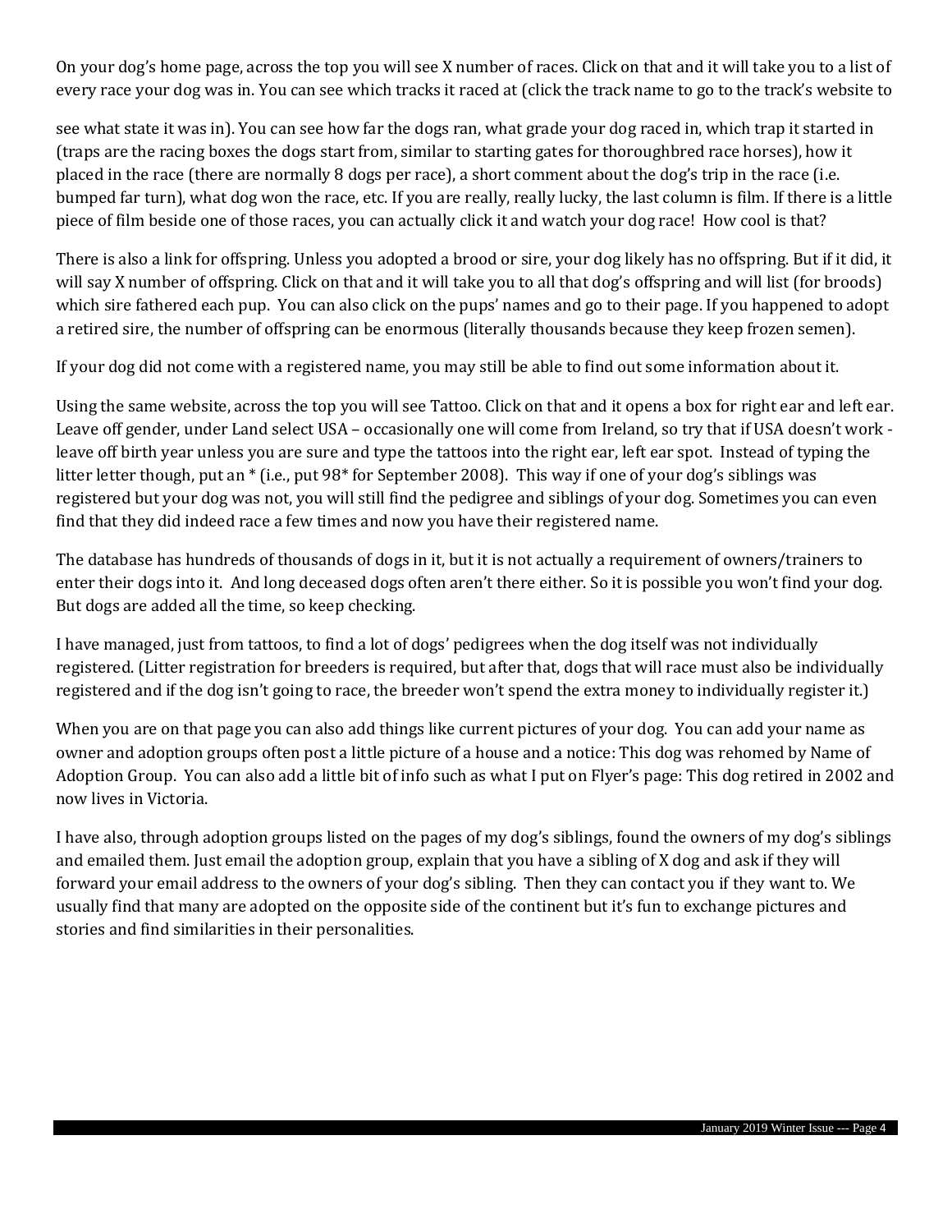On your dog's home page, across the top you will see X number of races. Click on that and it will take you to a list of every race your dog was in. You can see which tracks it raced at (click the track name to go to the track's website to

see what state it was in). You can see how far the dogs ran, what grade your dog raced in, which trap it started in (traps are the racing boxes the dogs start from, similar to starting gates for thoroughbred race horses), how it placed in the race (there are normally 8 dogs per race), a short comment about the dog's trip in the race (i.e. bumped far turn), what dog won the race, etc. If you are really, really lucky, the last column is film. If there is a little piece of film beside one of those races, you can actually click it and watch your dog race! How cool is that?

There is also a link for offspring. Unless you adopted a brood or sire, your dog likely has no offspring. But if it did, it will say X number of offspring. Click on that and it will take you to all that dog's offspring and will list (for broods) which sire fathered each pup. You can also click on the pups' names and go to their page. If you happened to adopt a retired sire, the number of offspring can be enormous (literally thousands because they keep frozen semen).

If your dog did not come with a registered name, you may still be able to find out some information about it.

Using the same website, across the top you will see Tattoo. Click on that and it opens a box for right ear and left ear. Leave off gender, under Land select USA – occasionally one will come from Ireland, so try that if USA doesn't work - leave off birth year unless you are sure and type the tattoos into the right ear, left ear spot. Instead of typing the litter letter though, put an * (i.e., put 98* for September 2008). This way if one of your dog's siblings was registered but your dog was not, you will still find the pedigree and siblings of your dog. Sometimes you can even find that they did indeed race a few times and now you have their registered name.

The database has hundreds of thousands of dogs in it, but it is not actually a requirement of owners/trainers to enter their dogs into it. And long deceased dogs often aren't there either. So it is possible you won't find your dog. But dogs are added all the time, so keep checking.

I have managed, just from tattoos, to find a lot of dogs' pedigrees when the dog itself was not individually registered. (Litter registration for breeders is required, but after that, dogs that will race must also be individually registered and if the dog isn't going to race, the breeder won't spend the extra money to individually register it.)

When you are on that page you can also add things like current pictures of your dog. You can add your name as owner and adoption groups often post a little picture of a house and a notice: This dog was rehomed by Name of Adoption Group. You can also add a little bit of info such as what I put on Flyer's page: This dog retired in 2002 and now lives in Victoria.

I have also, through adoption groups listed on the pages of my dog's siblings, found the owners of my dog's siblings and emailed them. Just email the adoption group, explain that you have a sibling of X dog and ask if they will forward your email address to the owners of your dog's sibling. Then they can contact you if they want to. We usually find that many are adopted on the opposite side of the continent but it's fun to exchange pictures and stories and find similarities in their personalities.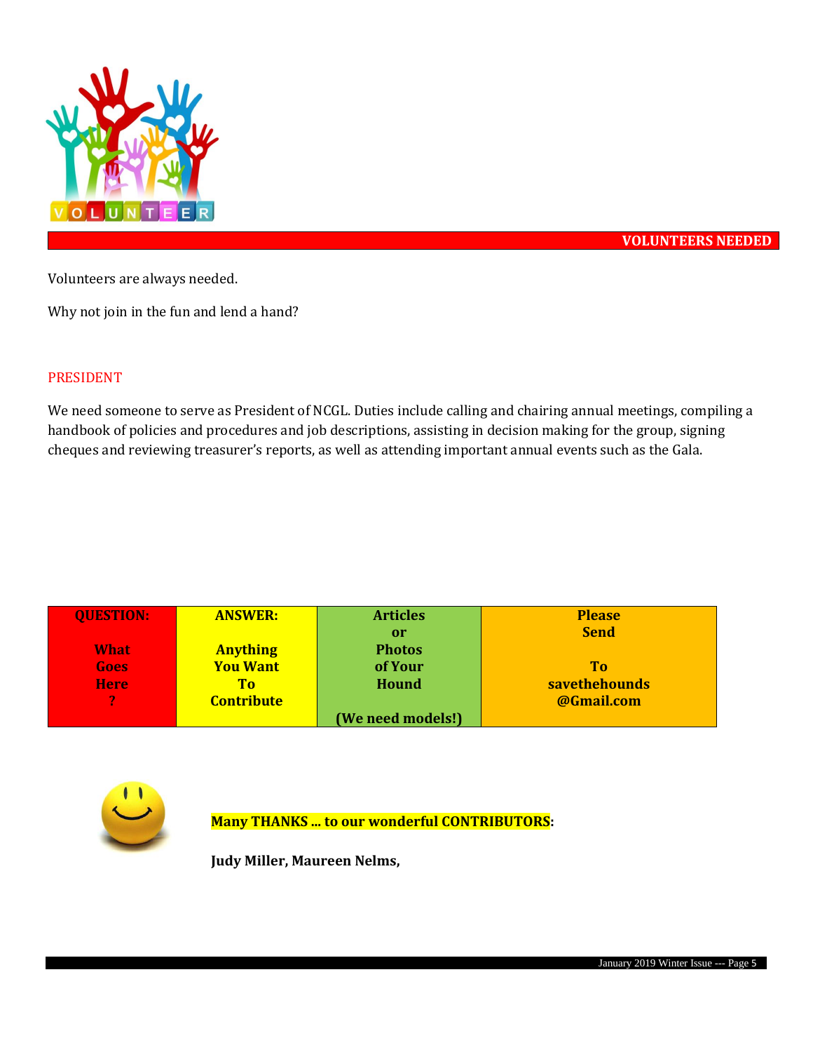## VOLUNTEERS NEEDED

Volunteers are always needed.

Why not join in the fun and lend a hand?

### PRESIDENT

We need someone to serve as President of NCGL. Duties include calling and chairing annual meetings, compiling a handbook of policies and procedures and job descriptions, assisting in decision making for the group, signing cheques and reviewing treasurer's reports, as well as attending important annual events such as the Gala.

| | | | |
|---|---|---|---|
| **QUESTION: What Goes Here ?** | **ANSWER: Anything You Want To Contribute** | **Articles or Photos of Your Hound (We need models!)** | **Please Send To savethehounds @Gmail.com** |

**Many THANKS ... to our wonderful CONTRIBUTORS:**

**Judy Miller, Maureen Nelms,**